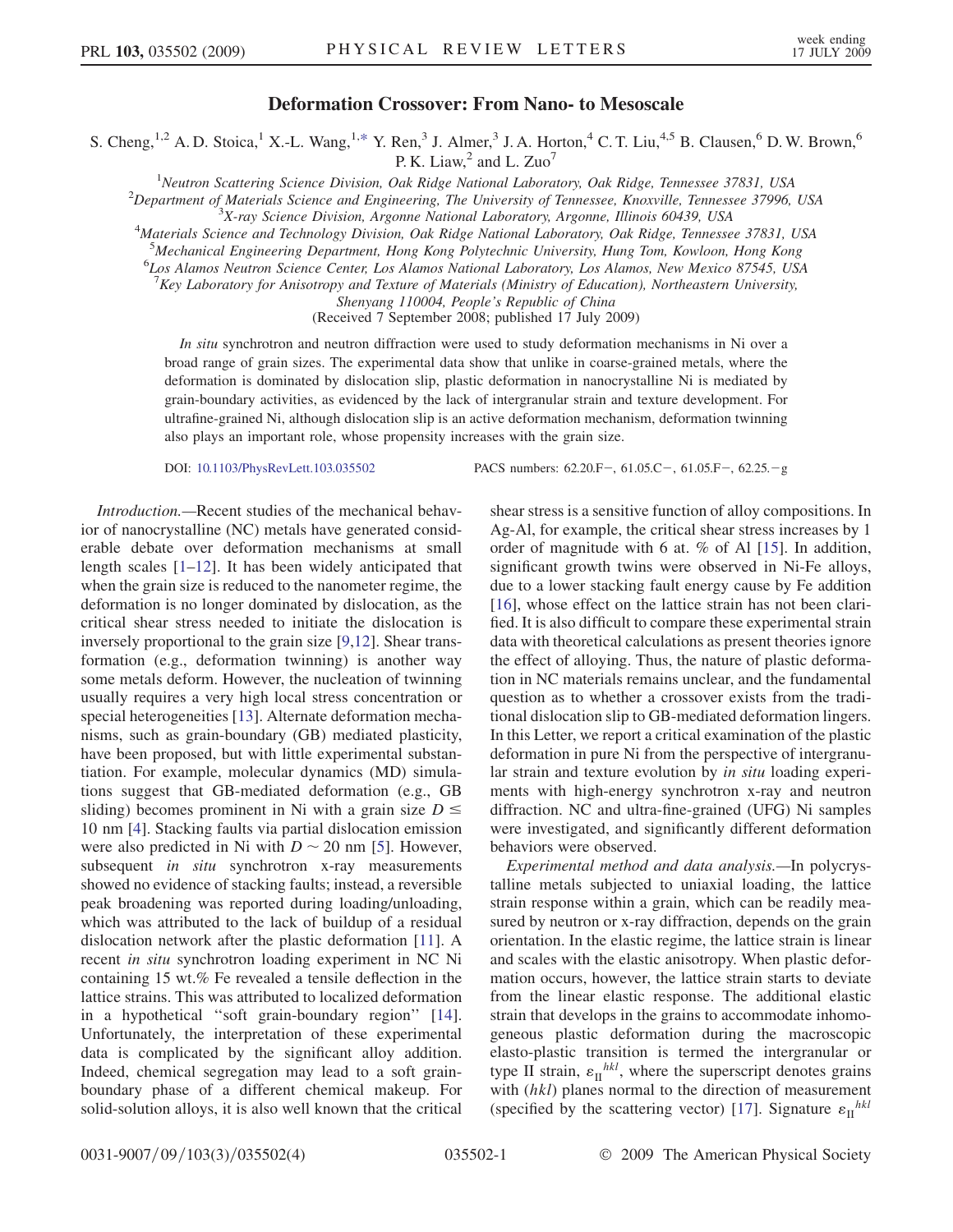# Deformation Crossover: From Nano- to Mesoscale

S. Cheng,[1,2] A. D. Stoica,[1] X.-L. Wang,[1,*] Y. Ren,[3] J. Almer,[3] J. A. Horton,[4] C. T. Liu,[4,5] B. Clausen,[6] D. W. Brown,[6] P. K. Liaw,[2] and L. Zuo[7]

[1]Neutron Scattering Science Division, Oak Ridge National Laboratory, Oak Ridge, Tennessee 37831, USA
[2]Department of Materials Science and Engineering, The University of Tennessee, Knoxville, Tennessee 37996, USA
[3]X-ray Science Division, Argonne National Laboratory, Argonne, Illinois 60439, USA
[4]Materials Science and Technology Division, Oak Ridge National Laboratory, Oak Ridge, Tennessee 37831, USA
[5]Mechanical Engineering Department, Hong Kong Polytechnic University, Hung Tom, Kowloon, Hong Kong
[6]Los Alamos Neutron Science Center, Los Alamos National Laboratory, Los Alamos, New Mexico 87545, USA
[7]Key Laboratory for Anisotropy and Texture of Materials (Ministry of Education), Northeastern University, Shenyang 110004, People's Republic of China

(Received 7 September 2008; published 17 July 2009)

*In situ* synchrotron and neutron diffraction were used to study deformation mechanisms in Ni over a broad range of grain sizes. The experimental data show that unlike in coarse-grained metals, where the deformation is dominated by dislocation slip, plastic deformation in nanocrystalline Ni is mediated by grain-boundary activities, as evidenced by the lack of intergranular strain and texture development. For ultrafine-grained Ni, although dislocation slip is an active deformation mechanism, deformation twinning also plays an important role, whose propensity increases with the grain size.

DOI: 10.1103/PhysRevLett.103.035502 PACS numbers: 62.20.F−, 61.05.C−, 61.05.F−, 62.25.−g

*Introduction.*—Recent studies of the mechanical behavior of nanocrystalline (NC) metals have generated considerable debate over deformation mechanisms at small length scales [1–12]. It has been widely anticipated that when the grain size is reduced to the nanometer regime, the deformation is no longer dominated by dislocation, as the critical shear stress needed to initiate the dislocation is inversely proportional to the grain size [9,12]. Shear transformation (e.g., deformation twinning) is another way some metals deform. However, the nucleation of twinning usually requires a very high local stress concentration or special heterogeneities [13]. Alternate deformation mechanisms, such as grain-boundary (GB) mediated plasticity, have been proposed, but with little experimental substantiation. For example, molecular dynamics (MD) simulations suggest that GB-mediated deformation (e.g., GB sliding) becomes prominent in Ni with a grain size $D \leq$ 10 nm [4]. Stacking faults via partial dislocation emission were also predicted in Ni with $D \sim 20$ nm [5]. However, subsequent *in situ* synchrotron x-ray measurements showed no evidence of stacking faults; instead, a reversible peak broadening was reported during loading/unloading, which was attributed to the lack of buildup of a residual dislocation network after the plastic deformation [11]. A recent *in situ* synchrotron loading experiment in NC Ni containing 15 wt.% Fe revealed a tensile deflection in the lattice strains. This was attributed to localized deformation in a hypothetical "soft grain-boundary region" [14]. Unfortunately, the interpretation of these experimental data is complicated by the significant alloy addition. Indeed, chemical segregation may lead to a soft grain-boundary phase of a different chemical makeup. For solid-solution alloys, it is also well known that the critical shear stress is a sensitive function of alloy compositions. In Ag-Al, for example, the critical shear stress increases by 1 order of magnitude with 6 at. % of Al [15]. In addition, significant growth twins were observed in Ni-Fe alloys, due to a lower stacking fault energy cause by Fe addition [16], whose effect on the lattice strain has not been clarified. It is also difficult to compare these experimental strain data with theoretical calculations as present theories ignore the effect of alloying. Thus, the nature of plastic deformation in NC materials remains unclear, and the fundamental question as to whether a crossover exists from the traditional dislocation slip to GB-mediated deformation lingers. In this Letter, we report a critical examination of the plastic deformation in pure Ni from the perspective of intergranular strain and texture evolution by *in situ* loading experiments with high-energy synchrotron x-ray and neutron diffraction. NC and ultra-fine-grained (UFG) Ni samples were investigated, and significantly different deformation behaviors were observed.

*Experimental method and data analysis.*—In polycrystalline metals subjected to uniaxial loading, the lattice strain response within a grain, which can be readily measured by neutron or x-ray diffraction, depends on the grain orientation. In the elastic regime, the lattice strain is linear and scales with the elastic anisotropy. When plastic deformation occurs, however, the lattice strain starts to deviate from the linear elastic response. The additional elastic strain that develops in the grains to accommodate inhomogeneous plastic deformation during the macroscopic elasto-plastic transition is termed the intergranular or type II strain, $\varepsilon_{II}^{hkl}$, where the superscript denotes grains with ($hkl$) planes normal to the direction of measurement (specified by the scattering vector) [17]. Signature $\varepsilon_{II}^{hkl}$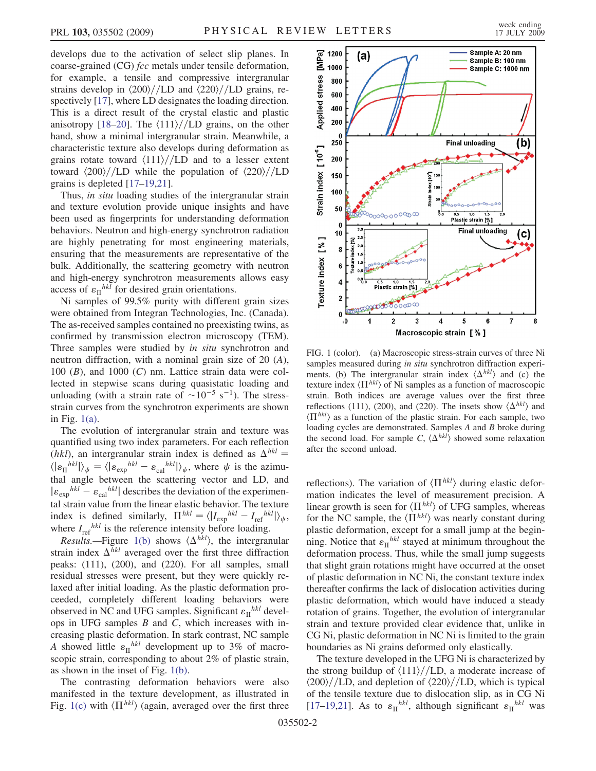develops due to the activation of select slip planes. In coarse-grained (CG) *fcc* metals under tensile deformation, for example, a tensile and compressive intergranular strains develop in $\langle 200 \rangle // \mathrm{LD}$ and $\langle 220 \rangle // \mathrm{LD}$ grains, respectively [17], where LD designates the loading direction. This is a direct result of the crystal elastic and plastic anisotropy [18–20]. The $\langle 111 \rangle // \mathrm{LD}$ grains, on the other hand, show a minimal intergranular strain. Meanwhile, a characteristic texture also develops during deformation as grains rotate toward $\langle 111 \rangle // \mathrm{LD}$ and to a lesser extent toward $\langle 200 \rangle // \mathrm{LD}$ while the population of $\langle 220 \rangle // \mathrm{LD}$ grains is depleted [17–19,21].

Thus, *in situ* loading studies of the intergranular strain and texture evolution provide unique insights and have been used as fingerprints for understanding deformation behaviors. Neutron and high-energy synchrotron radiation are highly penetrating for most engineering materials, ensuring that the measurements are representative of the bulk. Additionally, the scattering geometry with neutron and high-energy synchrotron measurements allows easy access of $\varepsilon_{\mathrm{II}}{}^{hkl}$ for desired grain orientations.

Ni samples of 99.5% purity with different grain sizes were obtained from Integran Technologies, Inc. (Canada). The as-received samples contained no preexisting twins, as confirmed by transmission electron microscopy (TEM). Three samples were studied by *in situ* synchrotron and neutron diffraction, with a nominal grain size of 20 (*A*), 100 (*B*), and 1000 (*C*) nm. Lattice strain data were collected in stepwise scans during quasistatic loading and unloading (with a strain rate of $\sim 10^{-5}\ \mathrm{s}^{-1}$). The stress-strain curves from the synchrotron experiments are shown in Fig. 1(a).

The evolution of intergranular strain and texture was quantified using two index parameters. For each reflection ($hkl$), an intergranular strain index is defined as $\Delta^{hkl} = \langle |\varepsilon_{\mathrm{II}}{}^{hkl}| \rangle_{\psi} = \langle |\varepsilon_{\mathrm{exp}}{}^{hkl} - \varepsilon_{\mathrm{cal}}{}^{hkl}| \rangle_{\psi}$, where $\psi$ is the azimuthal angle between the scattering vector and LD, and $|\varepsilon_{\mathrm{exp}}{}^{hkl} - \varepsilon_{\mathrm{cal}}{}^{hkl}|$ describes the deviation of the experimental strain value from the linear elastic behavior. The texture index is defined similarly, $\Pi^{hkl} = \langle |I_{\mathrm{exp}}{}^{hkl} - I_{\mathrm{ref}}{}^{hkl}| \rangle_{\psi}$, where $I_{\mathrm{ref}}{}^{hkl}$ is the reference intensity before loading.

*Results.*—Figure 1(b) shows $\langle \Delta^{hkl} \rangle$, the intergranular strain index $\Delta^{hkl}$ averaged over the first three diffraction peaks: (111), (200), and (220). For all samples, small residual stresses were present, but they were quickly relaxed after initial loading. As the plastic deformation proceeded, completely different loading behaviors were observed in NC and UFG samples. Significant $\varepsilon_{\mathrm{II}}{}^{hkl}$ develops in UFG samples *B* and *C*, which increases with increasing plastic deformation. In stark contrast, NC sample *A* showed little $\varepsilon_{\mathrm{II}}{}^{hkl}$ development up to 3% of macroscopic strain, corresponding to about 2% of plastic strain, as shown in the inset of Fig. 1(b).

The contrasting deformation behaviors were also manifested in the texture development, as illustrated in Fig. 1(c) with $\langle \Pi^{hkl} \rangle$ (again, averaged over the first three reflections). The variation of $\langle \Pi^{hkl} \rangle$ during elastic deformation indicates the level of measurement precision. A linear growth is seen for $\langle \Pi^{hkl} \rangle$ of UFG samples, whereas for the NC sample, the $\langle \Pi^{hkl} \rangle$ was nearly constant during plastic deformation, except for a small jump at the beginning. Notice that $\varepsilon_{\mathrm{II}}{}^{hkl}$ stayed at minimum throughout the deformation process. Thus, while the small jump suggests that slight grain rotations might have occurred at the onset of plastic deformation in NC Ni, the constant texture index thereafter confirms the lack of dislocation activities during plastic deformation, which would have induced a steady rotation of grains. Together, the evolution of intergranular strain and texture provided clear evidence that, unlike in CG Ni, plastic deformation in NC Ni is limited to the grain boundaries as Ni grains deformed only elastically.

The texture developed in the UFG Ni is characterized by the strong buildup of $\langle 111 \rangle // \mathrm{LD}$, a moderate increase of $\langle 200 \rangle // \mathrm{LD}$, and depletion of $\langle 220 \rangle // \mathrm{LD}$, which is typical of the tensile texture due to dislocation slip, as in CG Ni [17–19,21]. As to $\varepsilon_{\mathrm{II}}{}^{hkl}$, although significant $\varepsilon_{\mathrm{II}}{}^{hkl}$ was

FIG. 1 (color). (a) Macroscopic stress-strain curves of three Ni samples measured during *in situ* synchrotron diffraction experiments. (b) The intergranular strain index $\langle \Delta^{hkl} \rangle$ and (c) the texture index $\langle \Pi^{hkl} \rangle$ of Ni samples as a function of macroscopic strain. Both indices are average values over the first three reflections (111), (200), and (220). The insets show $\langle \Delta^{hkl} \rangle$ and $\langle \Pi^{hkl} \rangle$ as a function of the plastic strain. For each sample, two loading cycles are demonstrated. Samples *A* and *B* broke during the second load. For sample *C*, $\langle \Delta^{hkl} \rangle$ showed some relaxation after the second unload.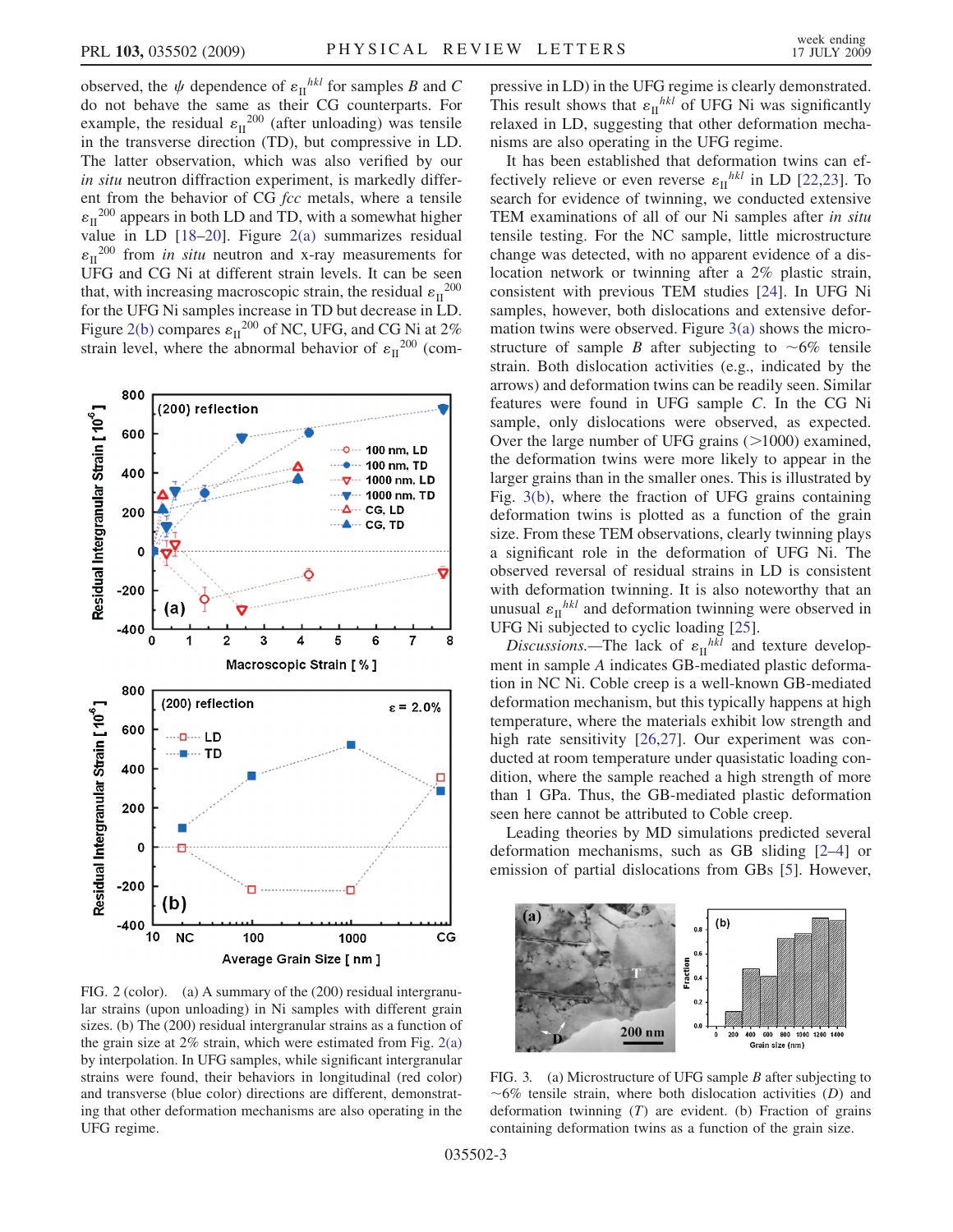observed, the $\psi$ dependence of $\varepsilon_{\mathrm{II}}^{hkl}$ for samples $B$ and $C$ do not behave the same as their CG counterparts. For example, the residual $\varepsilon_{\mathrm{II}}^{200}$ (after unloading) was tensile in the transverse direction (TD), but compressive in LD. The latter observation, which was also verified by our *in situ* neutron diffraction experiment, is markedly different from the behavior of CG *fcc* metals, where a tensile $\varepsilon_{\mathrm{II}}^{200}$ appears in both LD and TD, with a somewhat higher value in LD [18–20]. Figure 2(a) summarizes residual $\varepsilon_{\mathrm{II}}^{200}$ from *in situ* neutron and x-ray measurements for UFG and CG Ni at different strain levels. It can be seen that, with increasing macroscopic strain, the residual $\varepsilon_{\mathrm{II}}^{200}$ for the UFG Ni samples increase in TD but decrease in LD. Figure 2(b) compares $\varepsilon_{\mathrm{II}}^{200}$ of NC, UFG, and CG Ni at 2% strain level, where the abnormal behavior of $\varepsilon_{\mathrm{II}}^{200}$ (compressive in LD) in the UFG regime is clearly demonstrated. This result shows that $\varepsilon_{\mathrm{II}}^{hkl}$ of UFG Ni was significantly relaxed in LD, suggesting that other deformation mechanisms are also operating in the UFG regime.

FIG. 2 (color). (a) A summary of the (200) residual intergranular strains (upon unloading) in Ni samples with different grain sizes. (b) The (200) residual intergranular strains as a function of the grain size at 2% strain, which were estimated from Fig. 2(a) by interpolation. In UFG samples, while significant intergranular strains were found, their behaviors in longitudinal (red color) and transverse (blue color) directions are different, demonstrating that other deformation mechanisms are also operating in the UFG regime.

It has been established that deformation twins can effectively relieve or even reverse $\varepsilon_{\mathrm{II}}^{hkl}$ in LD [22,23]. To search for evidence of twinning, we conducted extensive TEM examinations of all of our Ni samples after *in situ* tensile testing. For the NC sample, little microstructure change was detected, with no apparent evidence of a dislocation network or twinning after a 2% plastic strain, consistent with previous TEM studies [24]. In UFG Ni samples, however, both dislocations and extensive deformation twins were observed. Figure 3(a) shows the microstructure of sample $B$ after subjecting to ~6% tensile strain. Both dislocation activities (e.g., indicated by the arrows) and deformation twins can be readily seen. Similar features were found in UFG sample $C$. In the CG Ni sample, only dislocations were observed, as expected. Over the large number of UFG grains (>1000) examined, the deformation twins were more likely to appear in the larger grains than in the smaller ones. This is illustrated by Fig. 3(b), where the fraction of UFG grains containing deformation twins is plotted as a function of the grain size. From these TEM observations, clearly twinning plays a significant role in the deformation of UFG Ni. The observed reversal of residual strains in LD is consistent with deformation twinning. It is also noteworthy that an unusual $\varepsilon_{\mathrm{II}}^{hkl}$ and deformation twinning were observed in UFG Ni subjected to cyclic loading [25].

*Discussions.*—The lack of $\varepsilon_{\mathrm{II}}^{hkl}$ and texture development in sample $A$ indicates GB-mediated plastic deformation in NC Ni. Coble creep is a well-known GB-mediated deformation mechanism, but this typically happens at high temperature, where the materials exhibit low strength and high rate sensitivity [26,27]. Our experiment was conducted at room temperature under quasistatic loading condition, where the sample reached a high strength of more than 1 GPa. Thus, the GB-mediated plastic deformation seen here cannot be attributed to Coble creep.

Leading theories by MD simulations predicted several deformation mechanisms, such as GB sliding [2–4] or emission of partial dislocations from GBs [5]. However,

FIG. 3. (a) Microstructure of UFG sample $B$ after subjecting to ~6% tensile strain, where both dislocation activities ($D$) and deformation twinning ($T$) are evident. (b) Fraction of grains containing deformation twins as a function of the grain size.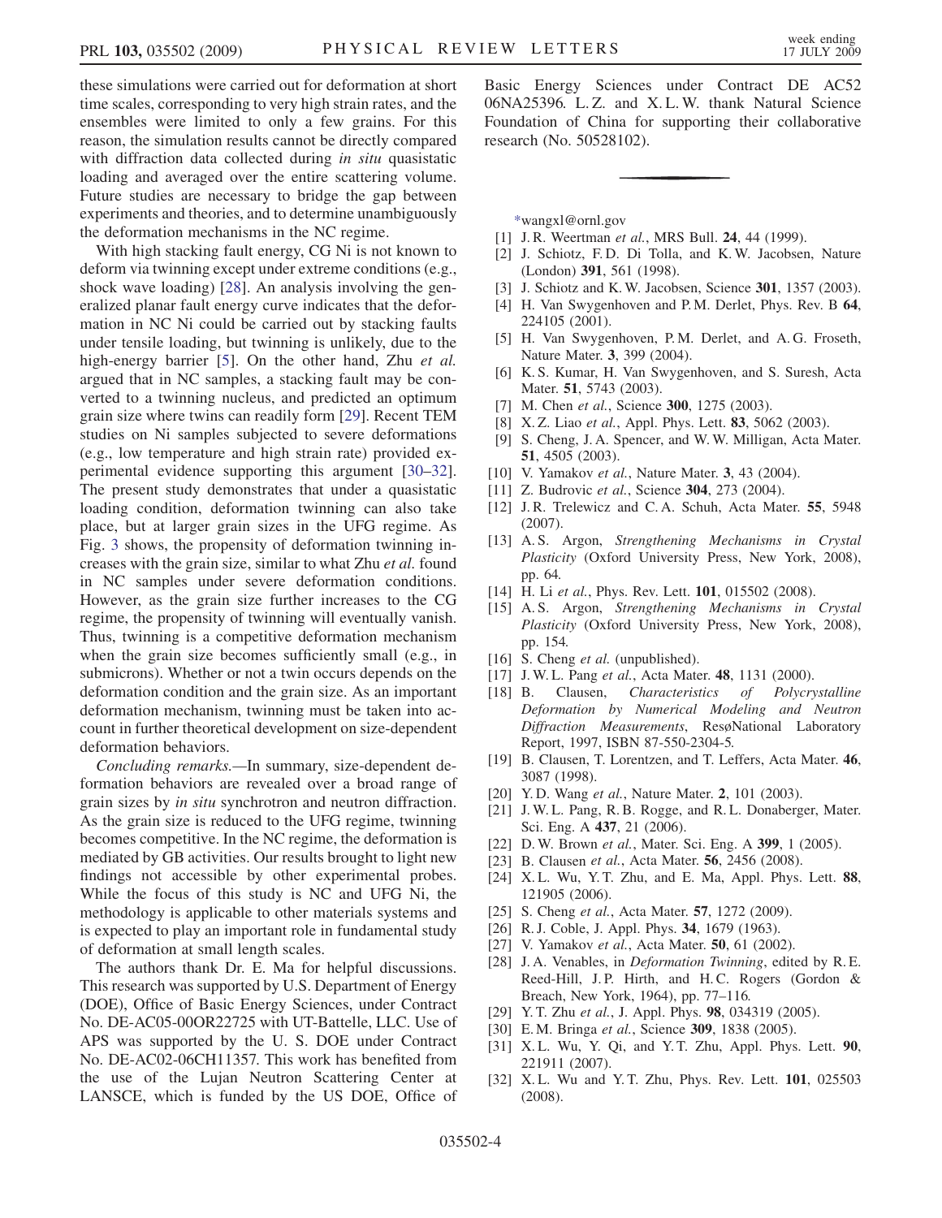these simulations were carried out for deformation at short time scales, corresponding to very high strain rates, and the ensembles were limited to only a few grains. For this reason, the simulation results cannot be directly compared with diffraction data collected during *in situ* quasistatic loading and averaged over the entire scattering volume. Future studies are necessary to bridge the gap between experiments and theories, and to determine unambiguously the deformation mechanisms in the NC regime.

With high stacking fault energy, CG Ni is not known to deform via twinning except under extreme conditions (e.g., shock wave loading) [28]. An analysis involving the generalized planar fault energy curve indicates that the deformation in NC Ni could be carried out by stacking faults under tensile loading, but twinning is unlikely, due to the high-energy barrier [5]. On the other hand, Zhu *et al.* argued that in NC samples, a stacking fault may be converted to a twinning nucleus, and predicted an optimum grain size where twins can readily form [29]. Recent TEM studies on Ni samples subjected to severe deformations (e.g., low temperature and high strain rate) provided experimental evidence supporting this argument [30–32]. The present study demonstrates that under a quasistatic loading condition, deformation twinning can also take place, but at larger grain sizes in the UFG regime. As Fig. 3 shows, the propensity of deformation twinning increases with the grain size, similar to what Zhu *et al.* found in NC samples under severe deformation conditions. However, as the grain size further increases to the CG regime, the propensity of twinning will eventually vanish. Thus, twinning is a competitive deformation mechanism when the grain size becomes sufficiently small (e.g., in submicrons). Whether or not a twin occurs depends on the deformation condition and the grain size. As an important deformation mechanism, twinning must be taken into account in further theoretical development on size-dependent deformation behaviors.

*Concluding remarks.*—In summary, size-dependent deformation behaviors are revealed over a broad range of grain sizes by *in situ* synchrotron and neutron diffraction. As the grain size is reduced to the UFG regime, twinning becomes competitive. In the NC regime, the deformation is mediated by GB activities. Our results brought to light new findings not accessible by other experimental probes. While the focus of this study is NC and UFG Ni, the methodology is applicable to other materials systems and is expected to play an important role in fundamental study of deformation at small length scales.

The authors thank Dr. E. Ma for helpful discussions. This research was supported by U.S. Department of Energy (DOE), Office of Basic Energy Sciences, under Contract No. DE-AC05-00OR22725 with UT-Battelle, LLC. Use of APS was supported by the U. S. DOE under Contract No. DE-AC02-06CH11357. This work has benefited from the use of the Lujan Neutron Scattering Center at LANSCE, which is funded by the US DOE, Office of Basic Energy Sciences under Contract DE AC52 06NA25396. L. Z. and X. L. W. thank Natural Science Foundation of China for supporting their collaborative research (No. 50528102).

*wangxl@ornl.gov

[1] J. R. Weertman *et al.*, MRS Bull. **24**, 44 (1999).
[2] J. Schiotz, F. D. Di Tolla, and K. W. Jacobsen, Nature (London) **391**, 561 (1998).
[3] J. Schiotz and K. W. Jacobsen, Science **301**, 1357 (2003).
[4] H. Van Swygenhoven and P. M. Derlet, Phys. Rev. B **64**, 224105 (2001).
[5] H. Van Swygenhoven, P. M. Derlet, and A. G. Froseth, Nature Mater. **3**, 399 (2004).
[6] K. S. Kumar, H. Van Swygenhoven, and S. Suresh, Acta Mater. **51**, 5743 (2003).
[7] M. Chen *et al.*, Science **300**, 1275 (2003).
[8] X. Z. Liao *et al.*, Appl. Phys. Lett. **83**, 5062 (2003).
[9] S. Cheng, J. A. Spencer, and W. W. Milligan, Acta Mater. **51**, 4505 (2003).
[10] V. Yamakov *et al.*, Nature Mater. **3**, 43 (2004).
[11] Z. Budrovic *et al.*, Science **304**, 273 (2004).
[12] J. R. Trelewicz and C. A. Schuh, Acta Mater. **55**, 5948 (2007).
[13] A. S. Argon, *Strengthening Mechanisms in Crystal Plasticity* (Oxford University Press, New York, 2008), pp. 64.
[14] H. Li *et al.*, Phys. Rev. Lett. **101**, 015502 (2008).
[15] A. S. Argon, *Strengthening Mechanisms in Crystal Plasticity* (Oxford University Press, New York, 2008), pp. 154.
[16] S. Cheng *et al.* (unpublished).
[17] J. W. L. Pang *et al.*, Acta Mater. **48**, 1131 (2000).
[18] B. Clausen, *Characteristics of Polycrystalline Deformation by Numerical Modeling and Neutron Diffraction Measurements*, ResøNational Laboratory Report, 1997, ISBN 87-550-2304-5.
[19] B. Clausen, T. Lorentzen, and T. Leffers, Acta Mater. **46**, 3087 (1998).
[20] Y. D. Wang *et al.*, Nature Mater. **2**, 101 (2003).
[21] J. W. L. Pang, R. B. Rogge, and R. L. Donaberger, Mater. Sci. Eng. A **437**, 21 (2006).
[22] D. W. Brown *et al.*, Mater. Sci. Eng. A **399**, 1 (2005).
[23] B. Clausen *et al.*, Acta Mater. **56**, 2456 (2008).
[24] X. L. Wu, Y. T. Zhu, and E. Ma, Appl. Phys. Lett. **88**, 121905 (2006).
[25] S. Cheng *et al.*, Acta Mater. **57**, 1272 (2009).
[26] R. J. Coble, J. Appl. Phys. **34**, 1679 (1963).
[27] V. Yamakov *et al.*, Acta Mater. **50**, 61 (2002).
[28] J. A. Venables, in *Deformation Twinning*, edited by R. E. Reed-Hill, J. P. Hirth, and H. C. Rogers (Gordon & Breach, New York, 1964), pp. 77–116.
[29] Y. T. Zhu *et al.*, J. Appl. Phys. **98**, 034319 (2005).
[30] E. M. Bringa *et al.*, Science **309**, 1838 (2005).
[31] X. L. Wu, Y. Qi, and Y. T. Zhu, Appl. Phys. Lett. **90**, 221911 (2007).
[32] X. L. Wu and Y. T. Zhu, Phys. Rev. Lett. **101**, 025503 (2008).